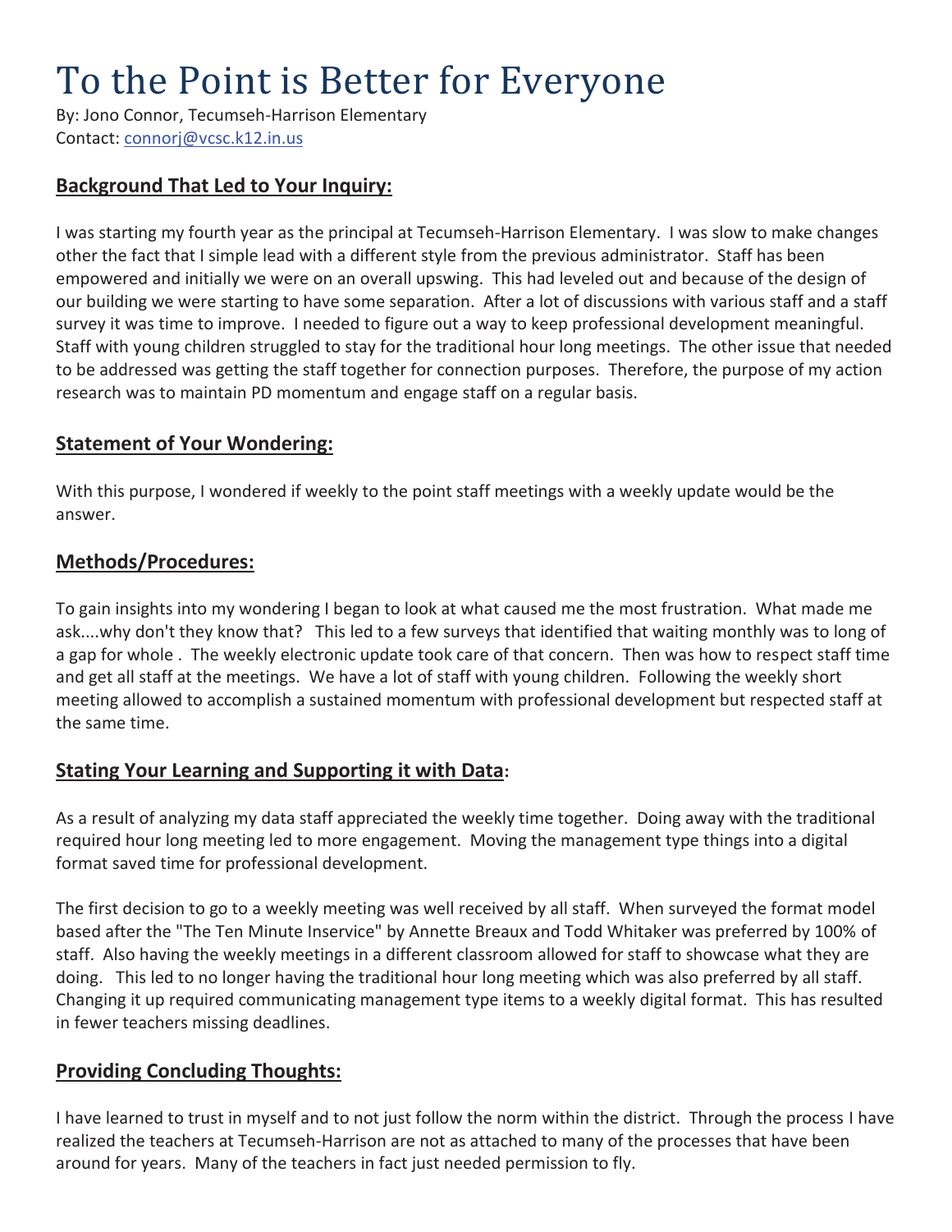# To the Point is Better for Everyone

By: Jono Connor, Tecumseh-Harrison Elementary
Contact: connorj@vcsc.k12.in.us

## Background That Led to Your Inquiry:

I was starting my fourth year as the principal at Tecumseh-Harrison Elementary. I was slow to make changes other the fact that I simple lead with a different style from the previous administrator. Staff has been empowered and initially we were on an overall upswing. This had leveled out and because of the design of our building we were starting to have some separation. After a lot of discussions with various staff and a staff survey it was time to improve. I needed to figure out a way to keep professional development meaningful. Staff with young children struggled to stay for the traditional hour long meetings. The other issue that needed to be addressed was getting the staff together for connection purposes. Therefore, the purpose of my action research was to maintain PD momentum and engage staff on a regular basis.

## Statement of Your Wondering:

With this purpose, I wondered if weekly to the point staff meetings with a weekly update would be the answer.

## Methods/Procedures:

To gain insights into my wondering I began to look at what caused me the most frustration. What made me ask....why don't they know that? This led to a few surveys that identified that waiting monthly was to long of a gap for whole . The weekly electronic update took care of that concern. Then was how to respect staff time and get all staff at the meetings. We have a lot of staff with young children. Following the weekly short meeting allowed to accomplish a sustained momentum with professional development but respected staff at the same time.

## Stating Your Learning and Supporting it with Data:

As a result of analyzing my data staff appreciated the weekly time together. Doing away with the traditional required hour long meeting led to more engagement. Moving the management type things into a digital format saved time for professional development.

The first decision to go to a weekly meeting was well received by all staff. When surveyed the format model based after the "The Ten Minute Inservice" by Annette Breaux and Todd Whitaker was preferred by 100% of staff. Also having the weekly meetings in a different classroom allowed for staff to showcase what they are doing. This led to no longer having the traditional hour long meeting which was also preferred by all staff. Changing it up required communicating management type items to a weekly digital format. This has resulted in fewer teachers missing deadlines.

## Providing Concluding Thoughts:

I have learned to trust in myself and to not just follow the norm within the district. Through the process I have realized the teachers at Tecumseh-Harrison are not as attached to many of the processes that have been around for years. Many of the teachers in fact just needed permission to fly.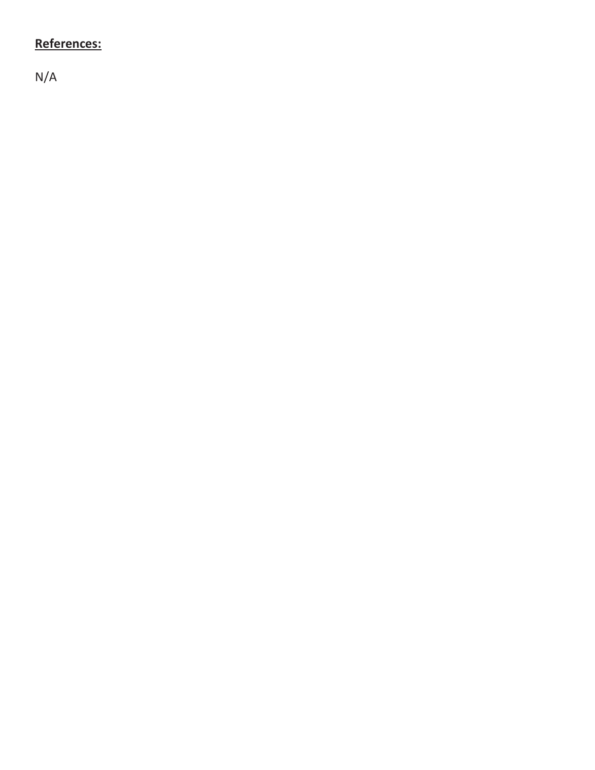**References:**

N/A